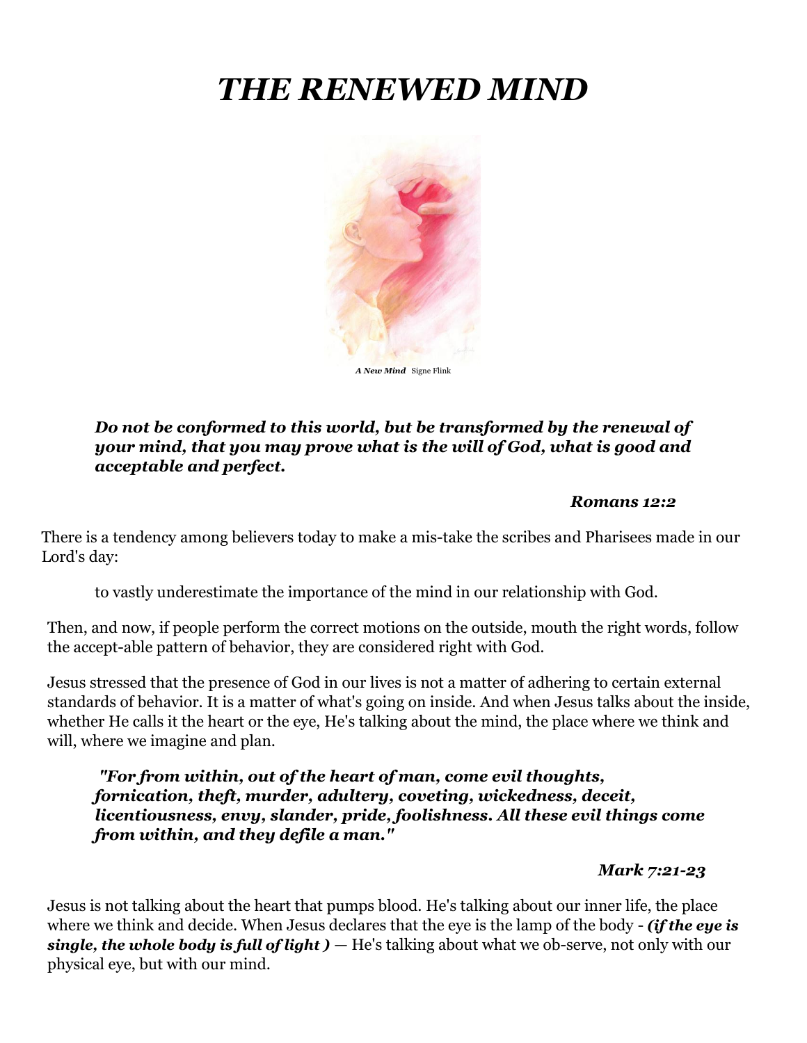# *THE RENEWED MIND*

***A New Mind*** Signe Flink

> ***Do not be conformed to this world, but be transformed by the renewal of your mind, that you may prove what is the will of God, what is good and acceptable and perfect.***
>
> ***Romans 12:2***

There is a tendency among believers today to make a mis-take the scribes and Pharisees made in our Lord's day:

> to vastly underestimate the importance of the mind in our relationship with God.

Then, and now, if people perform the correct motions on the outside, mouth the right words, follow the accept-able pattern of behavior, they are considered right with God.

Jesus stressed that the presence of God in our lives is not a matter of adhering to certain external standards of behavior. It is a matter of what's going on inside. And when Jesus talks about the inside, whether He calls it the heart or the eye, He's talking about the mind, the place where we think and will, where we imagine and plan.

> ***"For from within, out of the heart of man, come evil thoughts, fornication, theft, murder, adultery, coveting, wickedness, deceit, licentiousness, envy, slander, pride, foolishness. All these evil things come from within, and they defile a man."***
>
> ***Mark 7:21-23***

Jesus is not talking about the heart that pumps blood. He's talking about our inner life, the place where we think and decide. When Jesus declares that the eye is the lamp of the body - ***(if the eye is single, the whole body is full of light )*** — He's talking about what we ob-serve, not only with our physical eye, but with our mind.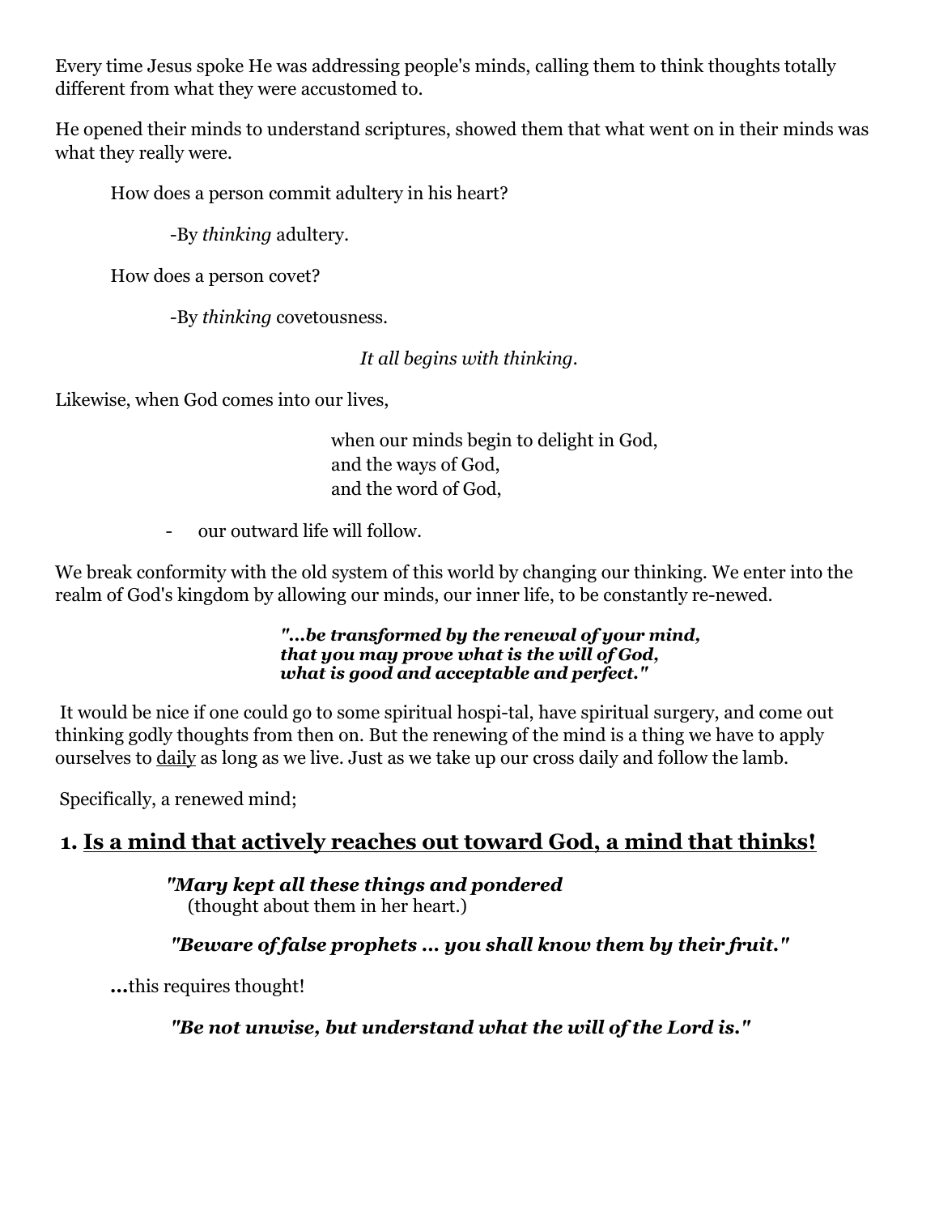Every time Jesus spoke He was addressing people's minds, calling them to think thoughts totally different from what they were accustomed to.

He opened their minds to understand scriptures, showed them that what went on in their minds was what they really were.

How does a person commit adultery in his heart?

-By *thinking* adultery.

How does a person covet?

-By *thinking* covetousness.

*It all begins with thinking.*

Likewise, when God comes into our lives,

when our minds begin to delight in God,
and the ways of God,
and the word of God,

- our outward life will follow.

We break conformity with the old system of this world by changing our thinking. We enter into the realm of God's kingdom by allowing our minds, our inner life, to be constantly re-newed.

***"...be transformed by the renewal of your mind,
that you may prove what is the will of God,
what is good and acceptable and perfect."***

It would be nice if one could go to some spiritual hospi-tal, have spiritual surgery, and come out thinking godly thoughts from then on. But the renewing of the mind is a thing we have to apply ourselves to <u>daily</u> as long as we live. Just as we take up our cross daily and follow the lamb.

Specifically, a renewed mind;

## 1. <u>Is a mind that actively reaches out toward God, a mind that thinks!</u>

***"Mary kept all these things and pondered***
(thought about them in her heart.)

***"Beware of false prophets ... you shall know them by their fruit."***

**...**this requires thought!

***"Be not unwise, but understand what the will of the Lord is."***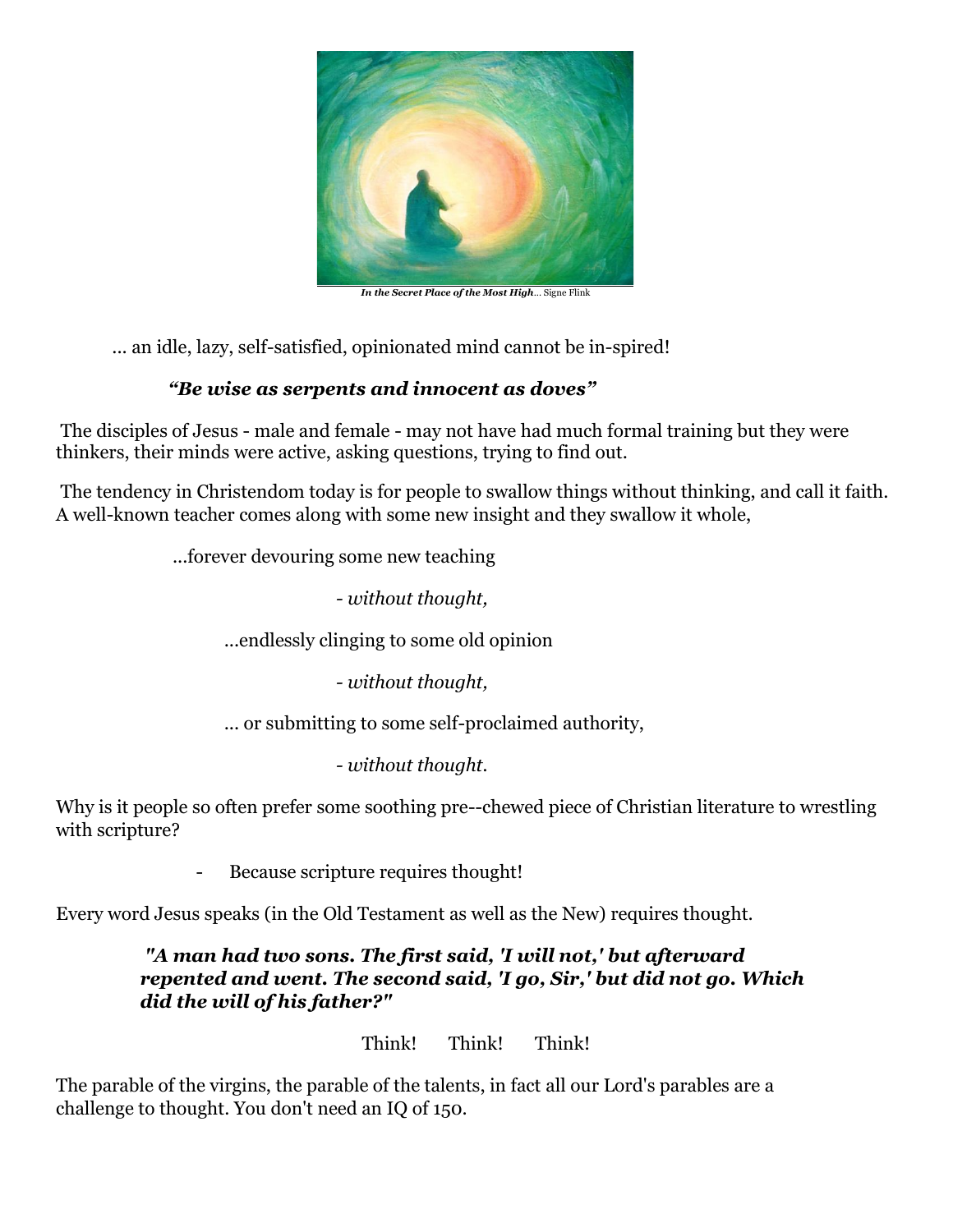*In the Secret Place of the Most High*... Signe Flink

... an idle, lazy, self-satisfied, opinionated mind cannot be in-spired!

***"Be wise as serpents and innocent as doves"***

The disciples of Jesus - male and female - may not have had much formal training but they were thinkers, their minds were active, asking questions, trying to find out.

The tendency in Christendom today is for people to swallow things without thinking, and call it faith. A well-known teacher comes along with some new insight and they swallow it whole,

...forever devouring some new teaching

- *without thought,*

...endlessly clinging to some old opinion

- *without thought,*

... or submitting to some self-proclaimed authority,

- *without thought.*

Why is it people so often prefer some soothing pre--chewed piece of Christian literature to wrestling with scripture?

- Because scripture requires thought!

Every word Jesus speaks (in the Old Testament as well as the New) requires thought.

***"A man had two sons. The first said, 'I will not,' but afterward repented and went. The second said, 'I go, Sir,' but did not go. Which did the will of his father?"***

Think! Think! Think!

The parable of the virgins, the parable of the talents, in fact all our Lord's parables are a challenge to thought. You don't need an IQ of 150.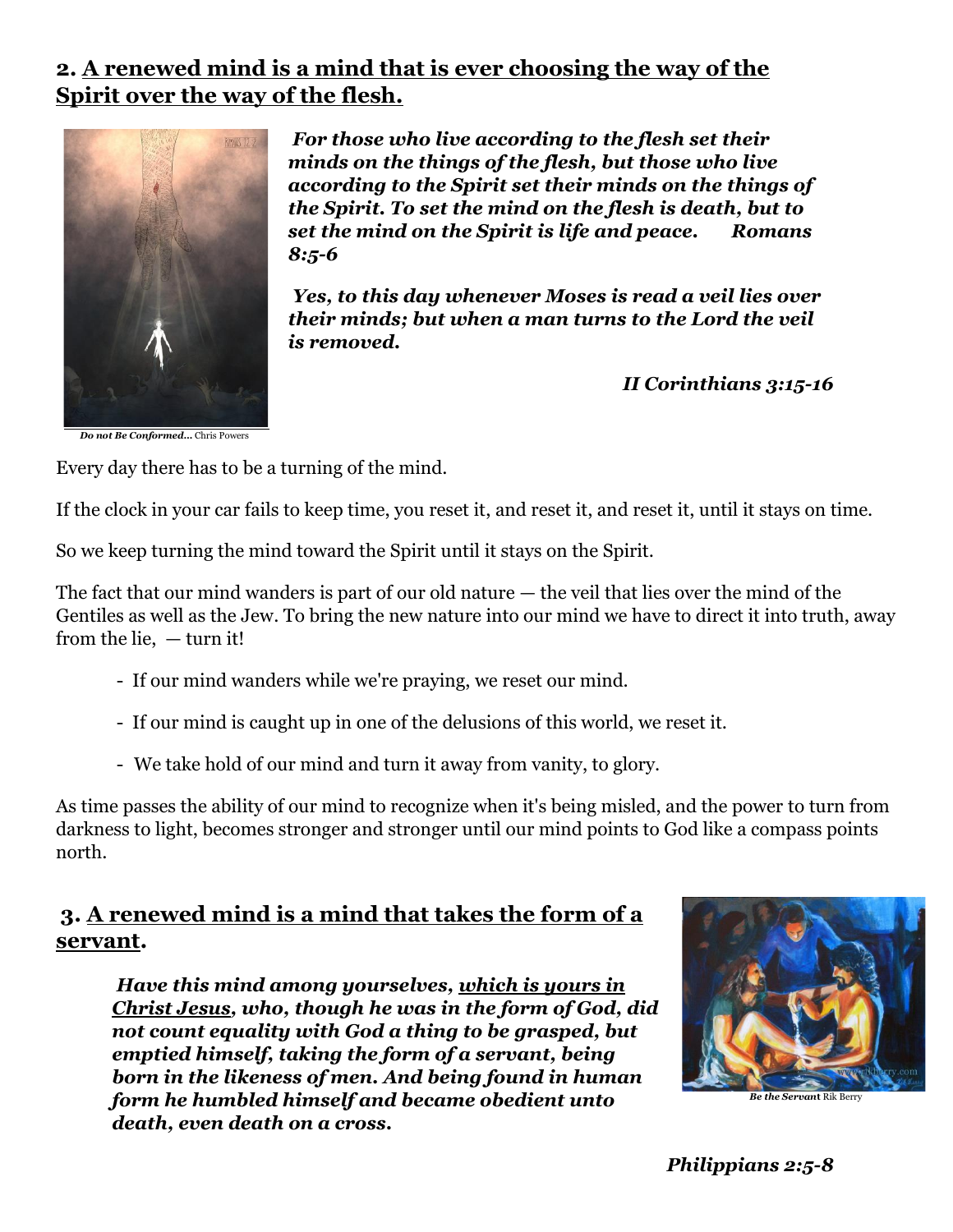## 2. <u>A renewed mind is a mind that is ever choosing the way of the Spirit over the way of the flesh.</u>

***For those who live according to the flesh set their minds on the things of the flesh, but those who live according to the Spirit set their minds on the things of the Spirit. To set the mind on the flesh is death, but to set the mind on the Spirit is life and peace. Romans 8:5-6***

***Yes, to this day whenever Moses is read a veil lies over their minds; but when a man turns to the Lord the veil is removed.***

***II Corinthians 3:15-16***

***Do not Be Conformed...*** Chris Powers

Every day there has to be a turning of the mind.

If the clock in your car fails to keep time, you reset it, and reset it, and reset it, until it stays on time.

So we keep turning the mind toward the Spirit until it stays on the Spirit.

The fact that our mind wanders is part of our old nature — the veil that lies over the mind of the Gentiles as well as the Jew. To bring the new nature into our mind we have to direct it into truth, away from the lie, — turn it!

- If our mind wanders while we're praying, we reset our mind.
- If our mind is caught up in one of the delusions of this world, we reset it.
- We take hold of our mind and turn it away from vanity, to glory.

As time passes the ability of our mind to recognize when it's being misled, and the power to turn from darkness to light, becomes stronger and stronger until our mind points to God like a compass points north.

## 3. <u>A renewed mind is a mind that takes the form of a servant</u>.

***Have this mind among yourselves, <u>which is yours in Christ Jesus</u>, who, though he was in the form of God, did not count equality with God a thing to be grasped, but emptied himself, taking the form of a servant, being born in the likeness of men. And being found in human form he humbled himself and became obedient unto death, even death on a cross.***

***Be the Servant*** Rik Berry

***Philippians 2:5-8***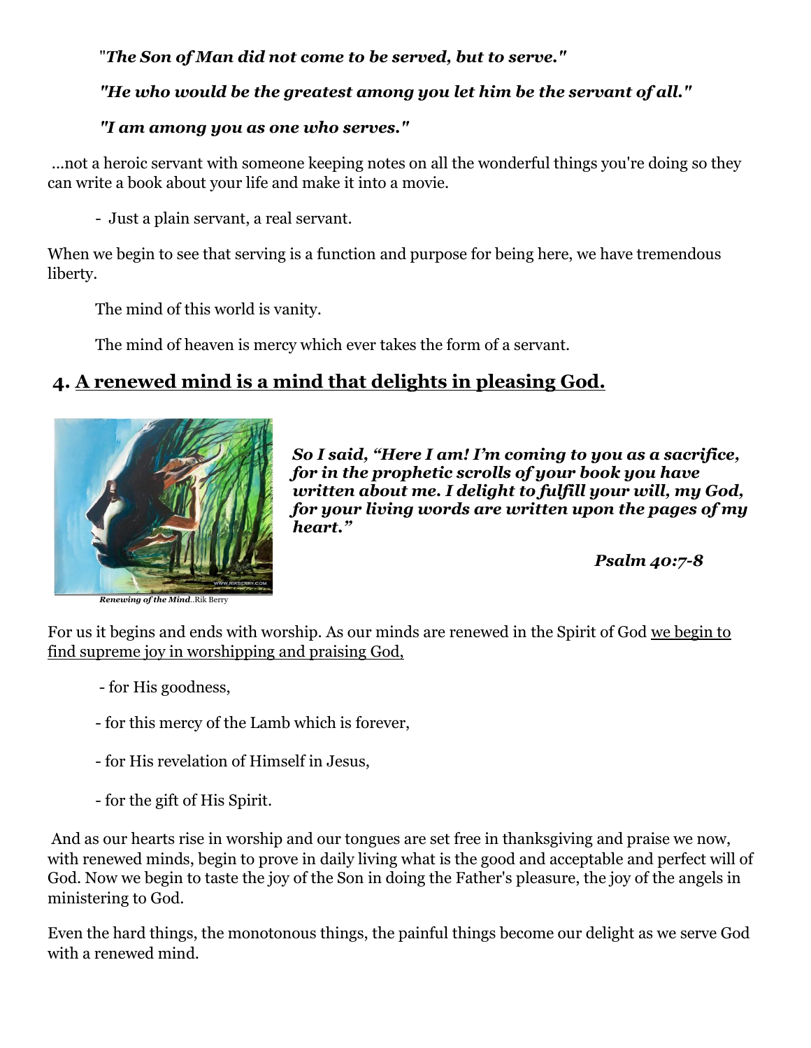*"The Son of Man did not come to be served, but to serve."*

***"He who would be the greatest among you let him be the servant of all."***

***"I am among you as one who serves."***

...not a heroic servant with someone keeping notes on all the wonderful things you're doing so they can write a book about your life and make it into a movie.

- Just a plain servant, a real servant.

When we begin to see that serving is a function and purpose for being here, we have tremendous liberty.

The mind of this world is vanity.

The mind of heaven is mercy which ever takes the form of a servant.

## 4. <u>A renewed mind is a mind that delights in pleasing God.</u>

***Renewing of the Mind***..Rik Berry

***So I said, "Here I am! I'm coming to you as a sacrifice, for in the prophetic scrolls of your book you have written about me. I delight to fulfill your will, my God, for your living words are written upon the pages of my heart."***

***Psalm 40:7-8***

For us it begins and ends with worship. As our minds are renewed in the Spirit of God <u>we begin to find supreme joy in worshipping and praising God,</u>

- for His goodness,
- for this mercy of the Lamb which is forever,
- for His revelation of Himself in Jesus,
- for the gift of His Spirit.

And as our hearts rise in worship and our tongues are set free in thanksgiving and praise we now, with renewed minds, begin to prove in daily living what is the good and acceptable and perfect will of God. Now we begin to taste the joy of the Son in doing the Father's pleasure, the joy of the angels in ministering to God.

Even the hard things, the monotonous things, the painful things become our delight as we serve God with a renewed mind.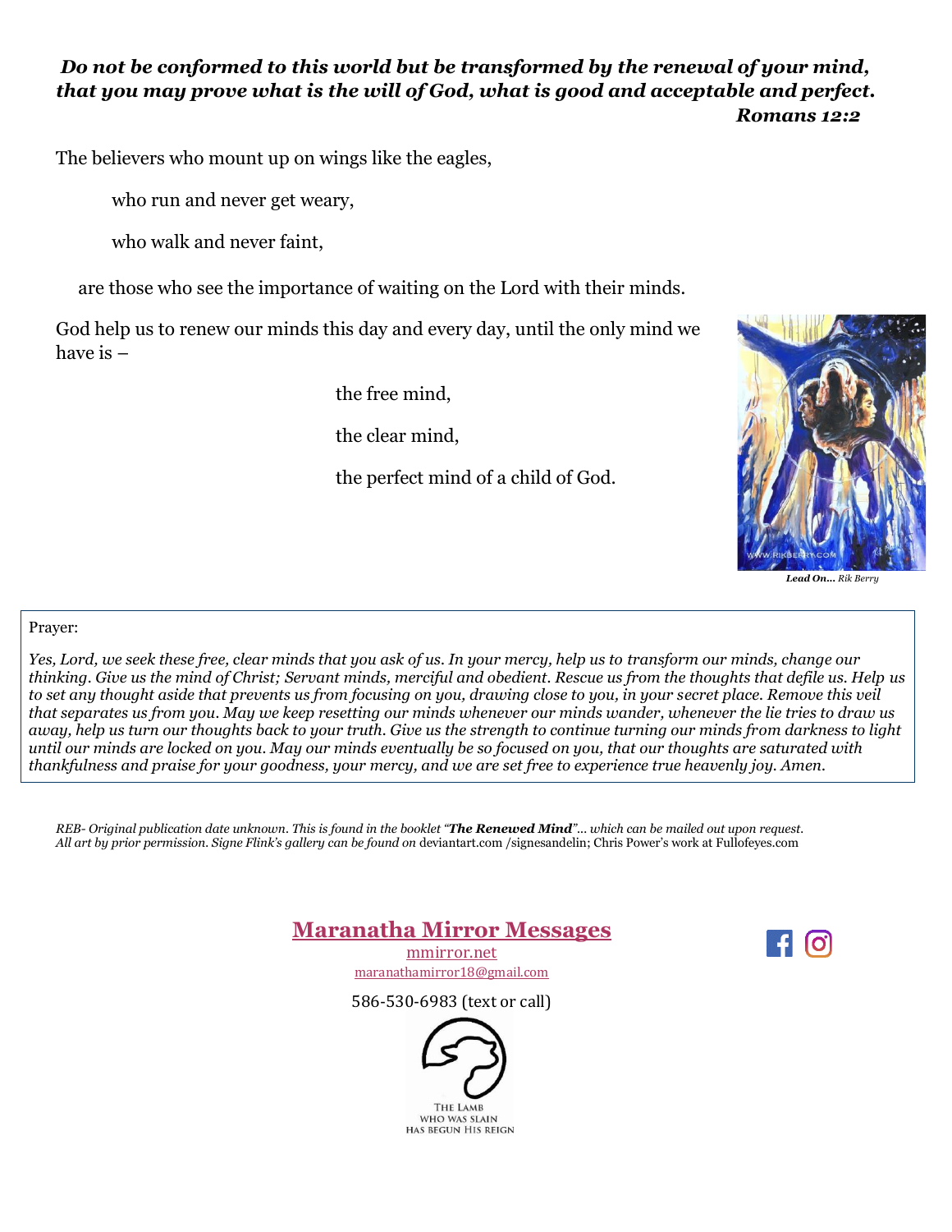***Do not be conformed to this world but be transformed by the renewal of your mind, that you may prove what is the will of God, what is good and acceptable and perfect.***
***Romans 12:2***

The believers who mount up on wings like the eagles,

who run and never get weary,

who walk and never faint,

are those who see the importance of waiting on the Lord with their minds.

God help us to renew our minds this day and every day, until the only mind we have is –

the free mind,

the clear mind,

the perfect mind of a child of God.

***Lead On…*** *Rik Berry*

Prayer:

*Yes, Lord, we seek these free, clear minds that you ask of us. In your mercy, help us to transform our minds, change our thinking. Give us the mind of Christ; Servant minds, merciful and obedient. Rescue us from the thoughts that defile us. Help us to set any thought aside that prevents us from focusing on you, drawing close to you, in your secret place. Remove this veil that separates us from you. May we keep resetting our minds whenever our minds wander, whenever the lie tries to draw us away, help us turn our thoughts back to your truth. Give us the strength to continue turning our minds from darkness to light until our minds are locked on you. May our minds eventually be so focused on you, that our thoughts are saturated with thankfulness and praise for your goodness, your mercy, and we are set free to experience true heavenly joy. Amen.*

*REB- Original publication date unknown. This is found in the booklet "**The Renewed Mind**"… which can be mailed out upon request.*
*All art by prior permission. Signe Flink's gallery can be found on* deviantart.com /signesandelin; Chris Power's work at Fullofeyes.com

**Maranatha Mirror Messages**

mmirror.net

maranathamirror18@gmail.com

586-530-6983 (text or call)

THE LAMB WHO WAS SLAIN HAS BEGUN HIS REIGN